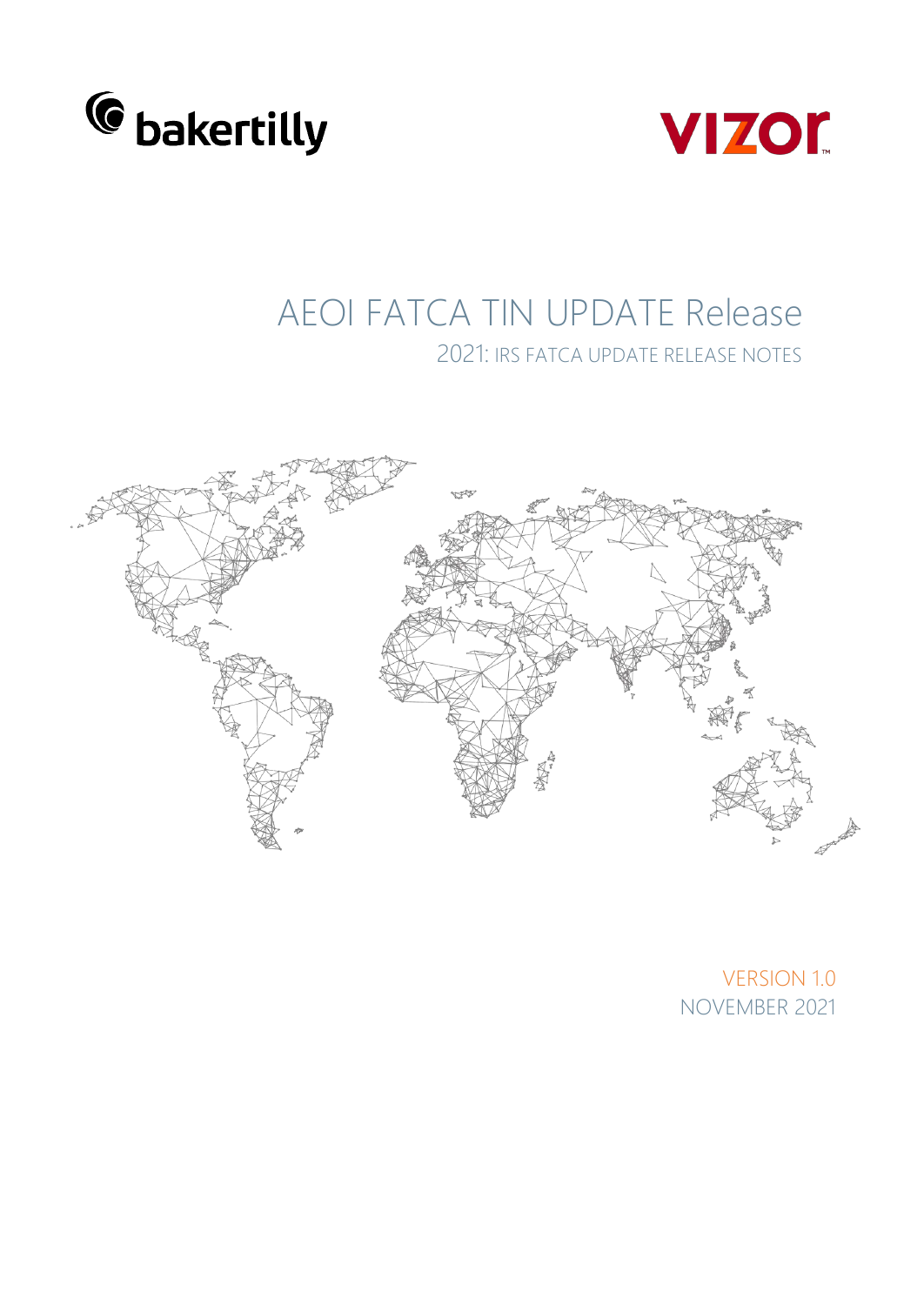bakertilly

VIZOR

# AEOI FATCA TIN UPDATE Release

## 2021: IRS FATCA UPDATE RELEASE NOTES

VERSION 1.0

NOVEMBER 2021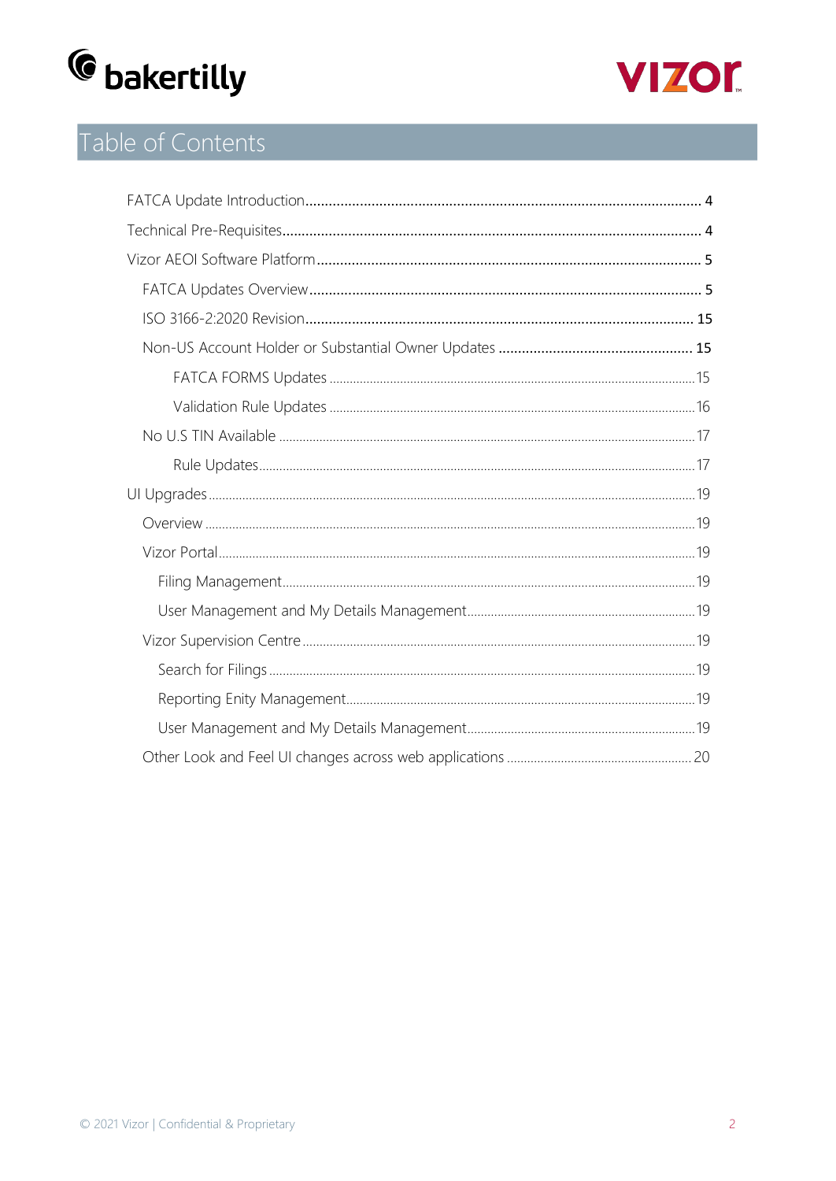# Table of Contents

- FATCA Update Introduction 4
- Technical Pre-Requisites 4
- Vizor AEOI Software Platform 5
  - FATCA Updates Overview 5
  - ISO 3166-2:2020 Revision 15
  - Non-US Account Holder or Substantial Owner Updates 15
    - FATCA FORMS Updates 15
    - Validation Rule Updates 16
  - No U.S TIN Available 17
    - Rule Updates 17
- UI Upgrades 19
  - Overview 19
  - Vizor Portal 19
    - Filing Management 19
    - User Management and My Details Management 19
  - Vizor Supervision Centre 19
    - Search for Filings 19
    - Reporting Enity Management 19
    - User Management and My Details Management 19
  - Other Look and Feel UI changes across web applications 20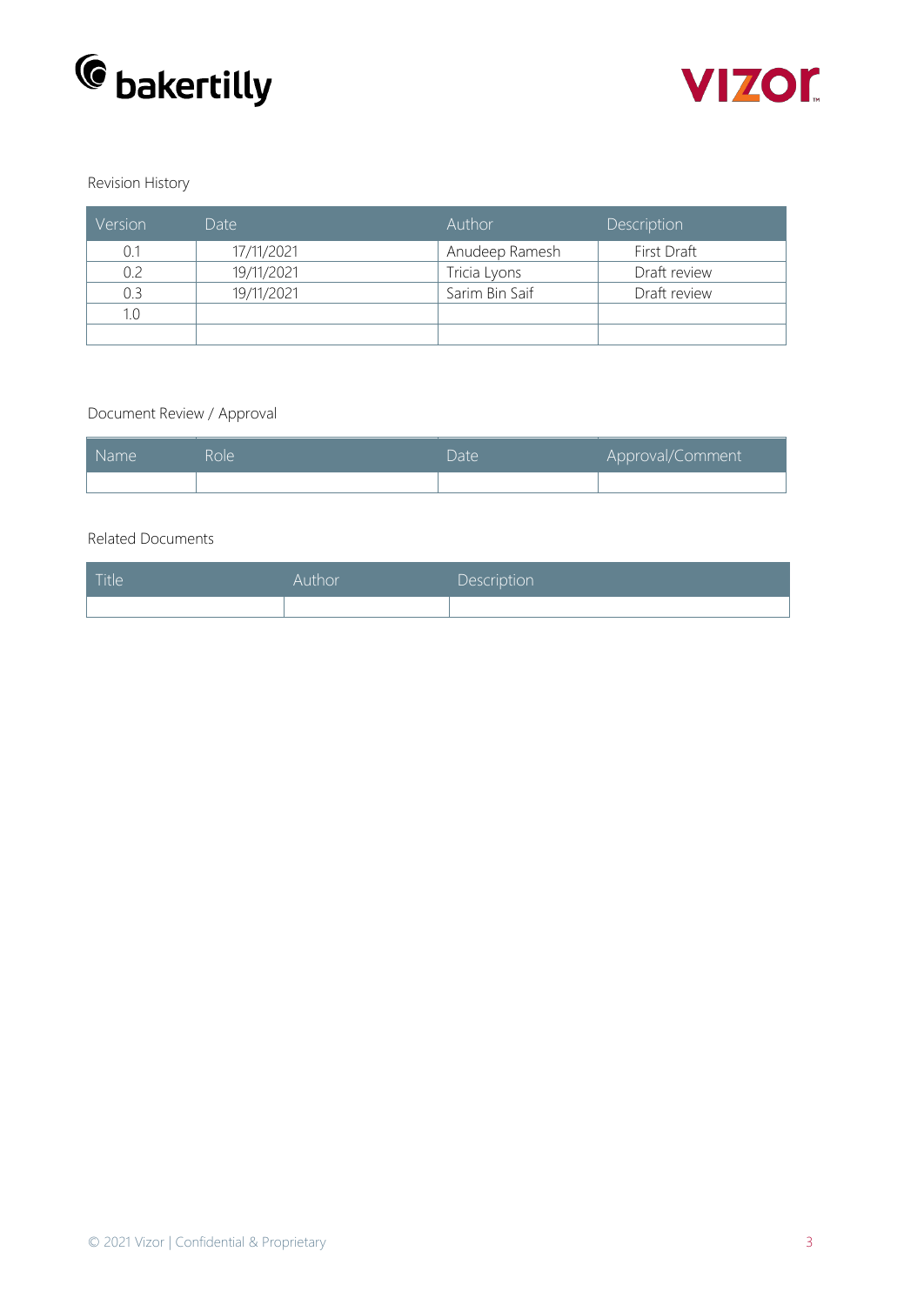Revision History

| Version | Date | Author | Description |
|---|---|---|---|
| 0.1 | 17/11/2021 | Anudeep Ramesh | First Draft |
| 0.2 | 19/11/2021 | Tricia Lyons | Draft review |
| 0.3 | 19/11/2021 | Sarim Bin Saif | Draft review |
| 1.0 | | | |
| | | | |

Document Review / Approval

| Name | Role | Date | Approval/Comment |
|---|---|---|---|
| | | | |

Related Documents

| Title | Author | Description |
|---|---|---|
| | | |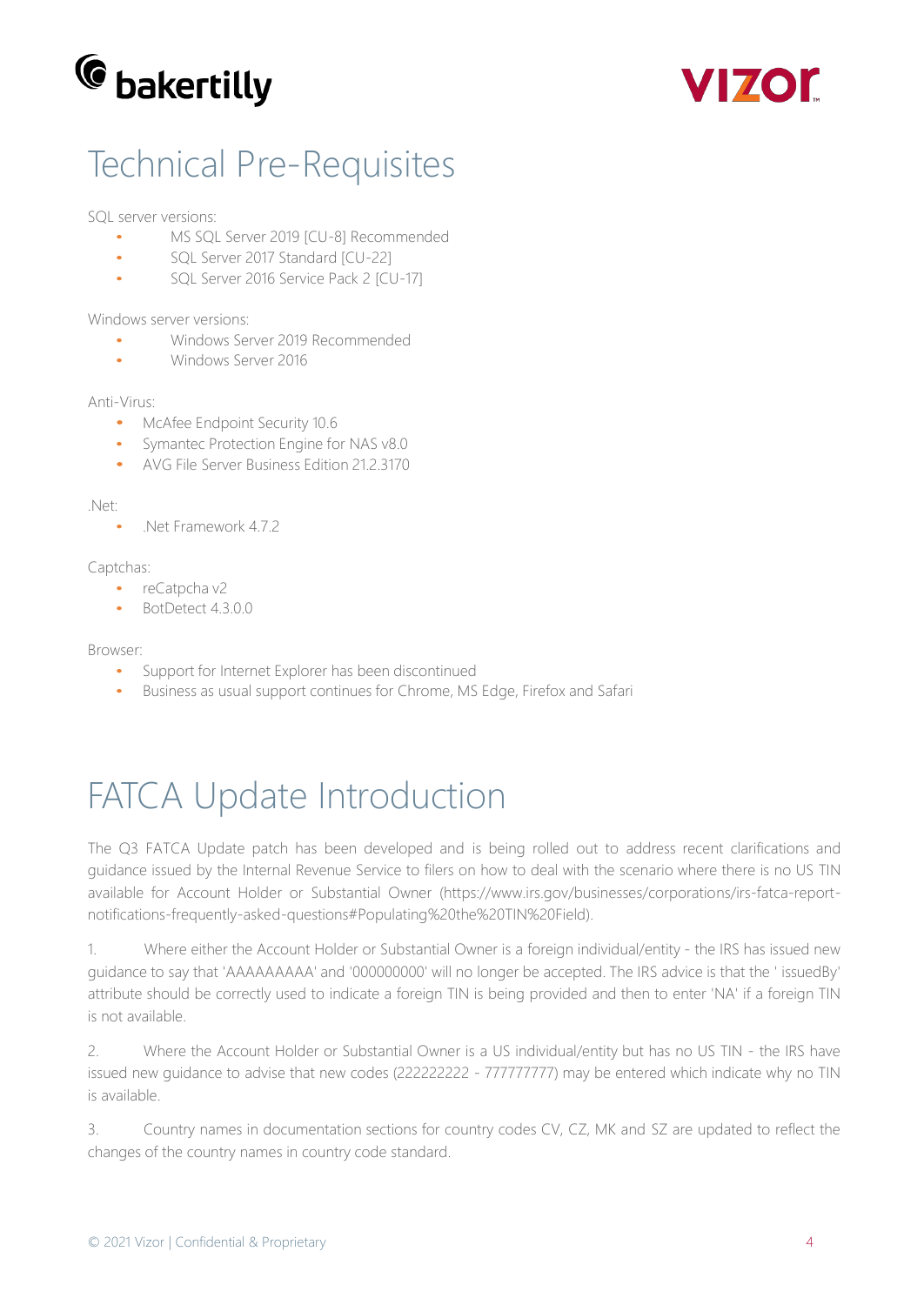# Technical Pre-Requisites

SQL server versions:

- MS SQL Server 2019 [CU-8] Recommended
- SQL Server 2017 Standard [CU-22]
- SQL Server 2016 Service Pack 2 [CU-17]

Windows server versions:

- Windows Server 2019 Recommended
- Windows Server 2016

Anti-Virus:

- McAfee Endpoint Security 10.6
- Symantec Protection Engine for NAS v8.0
- AVG File Server Business Edition 21.2.3170

.Net:

- .Net Framework 4.7.2

Captchas:

- reCatpcha v2
- BotDetect 4.3.0.0

Browser:

- Support for Internet Explorer has been discontinued
- Business as usual support continues for Chrome, MS Edge, Firefox and Safari

# FATCA Update Introduction

The Q3 FATCA Update patch has been developed and is being rolled out to address recent clarifications and guidance issued by the Internal Revenue Service to filers on how to deal with the scenario where there is no US TIN available for Account Holder or Substantial Owner (https://www.irs.gov/businesses/corporations/irs-fatca-report-notifications-frequently-asked-questions#Populating%20the%20TIN%20Field).

1. Where either the Account Holder or Substantial Owner is a foreign individual/entity - the IRS has issued new guidance to say that 'AAAAAAAAA' and '000000000' will no longer be accepted. The IRS advice is that the ' issuedBy' attribute should be correctly used to indicate a foreign TIN is being provided and then to enter 'NA' if a foreign TIN is not available.

2. Where the Account Holder or Substantial Owner is a US individual/entity but has no US TIN - the IRS have issued new guidance to advise that new codes (222222222 - 777777777) may be entered which indicate why no TIN is available.

3. Country names in documentation sections for country codes CV, CZ, MK and SZ are updated to reflect the changes of the country names in country code standard.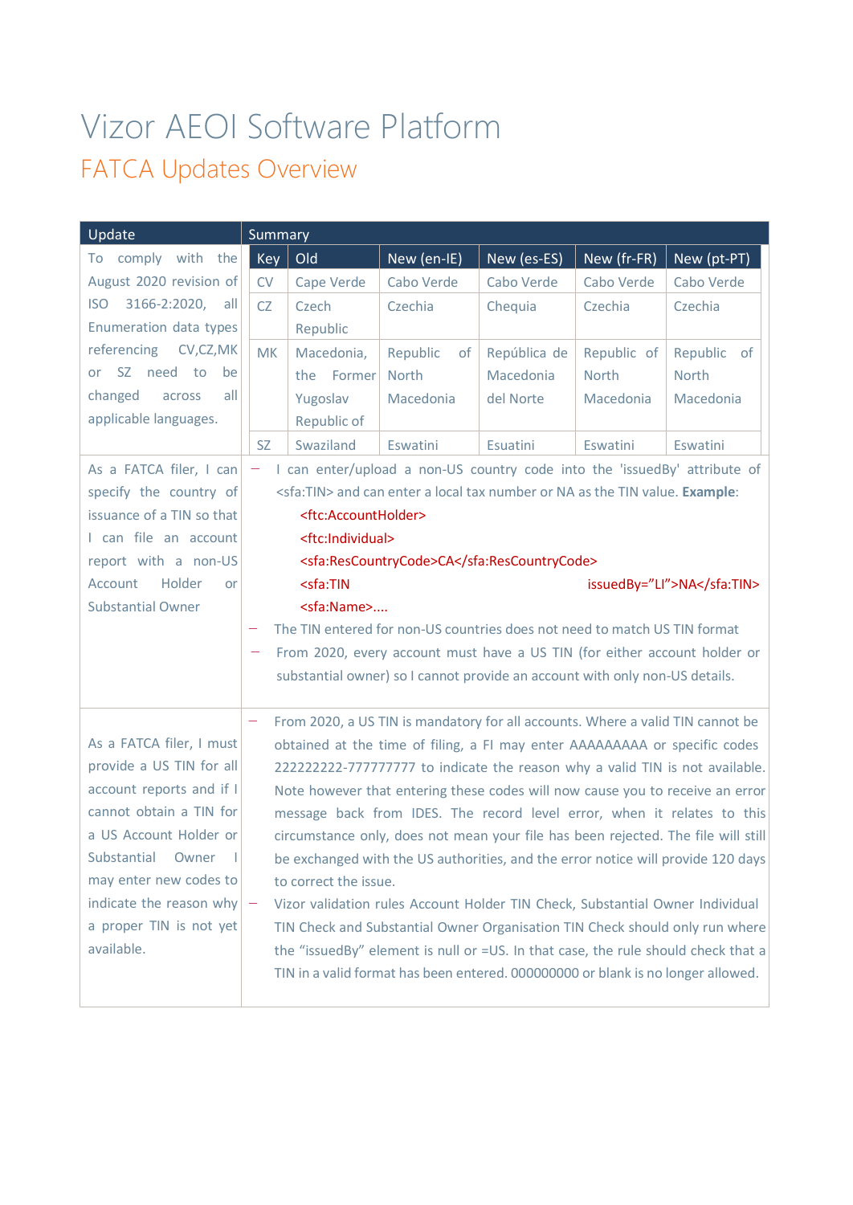# Vizor AEOI Software Platform

## FATCA Updates Overview

<table>
<tr><th>Update</th><th colspan="6">Summary</th></tr>
<tr><td rowspan="5">To comply with the August 2020 revision of ISO 3166-2:2020, all Enumeration data types referencing CV,CZ,MK or SZ need to be changed across all applicable languages.</td><td><b>Key</b></td><td><b>Old</b></td><td><b>New (en-IE)</b></td><td><b>New (es-ES)</b></td><td><b>New (fr-FR)</b></td><td><b>New (pt-PT)</b></td></tr>
<tr><td>CV</td><td>Cape Verde</td><td>Cabo Verde</td><td>Cabo Verde</td><td>Cabo Verde</td><td>Cabo Verde</td></tr>
<tr><td>CZ</td><td>Czech Republic</td><td>Czechia</td><td>Chequia</td><td>Czechia</td><td>Czechia</td></tr>
<tr><td>MK</td><td>Macedonia, the Former Yugoslav Republic of</td><td>Republic of North Macedonia</td><td>República de Macedonia del Norte</td><td>Republic of North Macedonia</td><td>Republic of North Macedonia</td></tr>
<tr><td>SZ</td><td>Swaziland</td><td>Eswatini</td><td>Esuatini</td><td>Eswatini</td><td>Eswatini</td></tr>
<tr><td>As a FATCA filer, I can specify the country of issuance of a TIN so that I can file an account report with a non-US Account Holder or Substantial Owner</td><td colspan="6">
<ul>
<li>I can enter/upload a non-US country code into the 'issuedBy' attribute of &lt;sfa:TIN&gt; and can enter a local tax number or NA as the TIN value. <b>Example</b>:<br>&lt;ftc:AccountHolder&gt;<br>&lt;ftc:Individual&gt;<br>&lt;sfa:ResCountryCode&gt;CA&lt;/sfa:ResCountryCode&gt;<br>&lt;sfa:TIN issuedBy="LI"&gt;NA&lt;/sfa:TIN&gt;<br>&lt;sfa:Name&gt;....</li>
<li>The TIN entered for non-US countries does not need to match US TIN format</li>
<li>From 2020, every account must have a US TIN (for either account holder or substantial owner) so I cannot provide an account with only non-US details.</li>
</ul>
</td></tr>
<tr><td>As a FATCA filer, I must provide a US TIN for all account reports and if I cannot obtain a TIN for a US Account Holder or Substantial Owner I may enter new codes to indicate the reason why a proper TIN is not yet available.</td><td colspan="6">
<ul>
<li>From 2020, a US TIN is mandatory for all accounts. Where a valid TIN cannot be obtained at the time of filing, a FI may enter AAAAAAAAA or specific codes 222222222-777777777 to indicate the reason why a valid TIN is not available. Note however that entering these codes will now cause you to receive an error message back from IDES. The record level error, when it relates to this circumstance only, does not mean your file has been rejected. The file will still be exchanged with the US authorities, and the error notice will provide 120 days to correct the issue.</li>
<li>Vizor validation rules Account Holder TIN Check, Substantial Owner Individual TIN Check and Substantial Owner Organisation TIN Check should only run where the "issuedBy" element is null or =US. In that case, the rule should check that a TIN in a valid format has been entered. 000000000 or blank is no longer allowed.</li>
</ul>
</td></tr>
</table>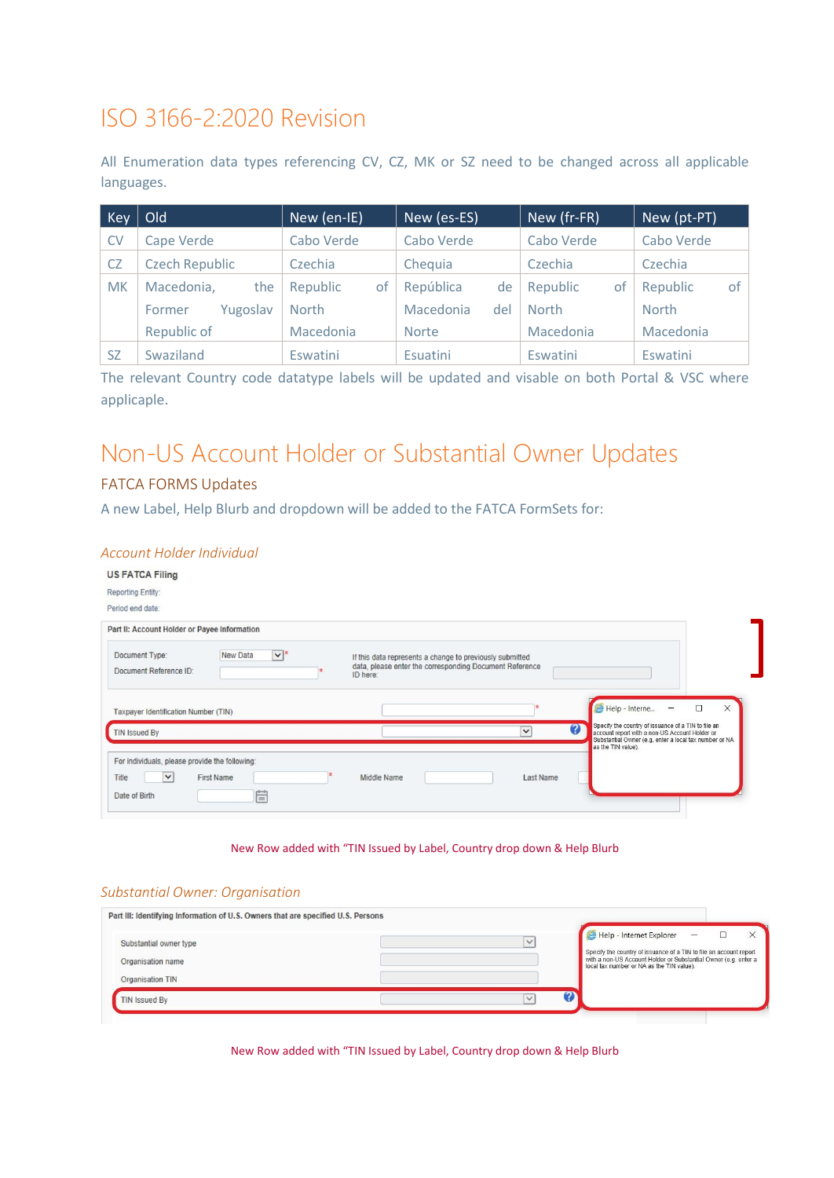# ISO 3166-2:2020 Revision

All Enumeration data types referencing CV, CZ, MK or SZ need to be changed across all applicable languages.

| Key | Old | New (en-IE) | New (es-ES) | New (fr-FR) | New (pt-PT) |
|---|---|---|---|---|---|
| CV | Cape Verde | Cabo Verde | Cabo Verde | Cabo Verde | Cabo Verde |
| CZ | Czech Republic | Czechia | Chequia | Czechia | Czechia |
| MK | Macedonia, the Former Yugoslav Republic of | Republic of North Macedonia | República de Macedonia del Norte | Republic of North Macedonia | Republic of North Macedonia |
| SZ | Swaziland | Eswatini | Esuatini | Eswatini | Eswatini |

The relevant Country code datatype labels will be updated and visable on both Portal & VSC where applicable.

# Non-US Account Holder or Substantial Owner Updates

## FATCA FORMS Updates

A new Label, Help Blurb and dropdown will be added to the FATCA FormSets for:

### *Account Holder Individual*

US FATCA Filing

Reporting Entity:

Period end date:

Part II: Account Holder or Payee Information

Document Type: New Data *

Document Reference ID: *

If this data represents a change to previously submitted data, please enter the corresponding Document Reference ID here:

Taxpayer Identification Number (TIN) *

TIN Issued By

For individuals, please provide the following:

Title | First Name * | Middle Name | Last Name

Date of Birth

Help - Internet Explorer: Specify the country of issuance of a TIN to file an account report with a non-US Account Holder or Substantial Owner (e.g. enter a local tax number or NA as the TIN value).

New Row added with "TIN Issued by Label, Country drop down & Help Blurb

### *Substantial Owner: Organisation*

Part III: Identifying Information of U.S. Owners that are specified U.S. Persons

Substantial owner type

Organisation name

Organisation TIN

TIN Issued By

Help - Internet Explorer: Specify the country of issuance of a TIN to file an account report with a non-US Account Holder or Substantial Owner (e.g. enter a local tax number or NA as the TIN value).

New Row added with "TIN Issued by Label, Country drop down & Help Blurb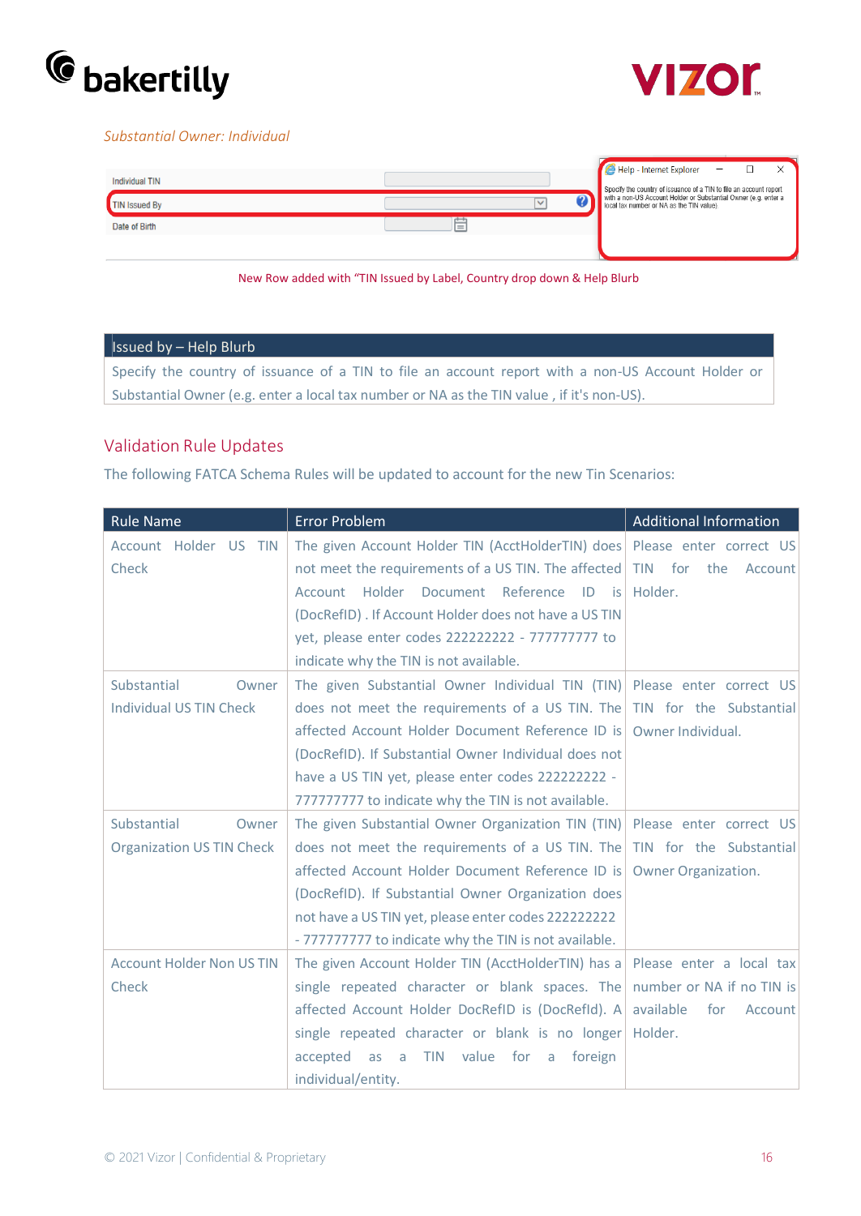*Substantial Owner: Individual*

| Individual TIN | |
|---|---|
| TIN Issued By | |
| Date of Birth | |

Help - Internet Explorer

Specify the country of issuance of a TIN to file an account report with a non-US Account Holder or Substantial Owner (e.g. enter a local tax number or NA as the TIN value).

New Row added with "TIN Issued by Label, Country drop down & Help Blurb

| Issued by – Help Blurb |
|---|
| Specify the country of issuance of a TIN to file an account report with a non-US Account Holder or Substantial Owner (e.g. enter a local tax number or NA as the TIN value , if it's non-US). |

## Validation Rule Updates

The following FATCA Schema Rules will be updated to account for the new Tin Scenarios:

| Rule Name | Error Problem | Additional Information |
|---|---|---|
| Account Holder US TIN Check | The given Account Holder TIN (AcctHolderTIN) does not meet the requirements of a US TIN. The affected Account Holder Document Reference ID is (DocRefID) . If Account Holder does not have a US TIN yet, please enter codes 222222222 - 777777777 to indicate why the TIN is not available. | Please enter correct US TIN for the Account Holder. |
| Substantial Owner Individual US TIN Check | The given Substantial Owner Individual TIN (TIN) does not meet the requirements of a US TIN. The affected Account Holder Document Reference ID is (DocRefID). If Substantial Owner Individual does not have a US TIN yet, please enter codes 222222222 - 777777777 to indicate why the TIN is not available. | Please enter correct US TIN for the Substantial Owner Individual. |
| Substantial Owner Organization US TIN Check | The given Substantial Owner Organization TIN (TIN) does not meet the requirements of a US TIN. The affected Account Holder Document Reference ID is (DocRefID). If Substantial Owner Organization does not have a US TIN yet, please enter codes 222222222 - 777777777 to indicate why the TIN is not available. | Please enter correct US TIN for the Substantial Owner Organization. |
| Account Holder Non US TIN Check | The given Account Holder TIN (AcctHolderTIN) has a single repeated character or blank spaces. The affected Account Holder DocRefID is (DocRefId). A single repeated character or blank is no longer accepted as a TIN value for a foreign individual/entity. | Please enter a local tax number or NA if no TIN is available for Account Holder. |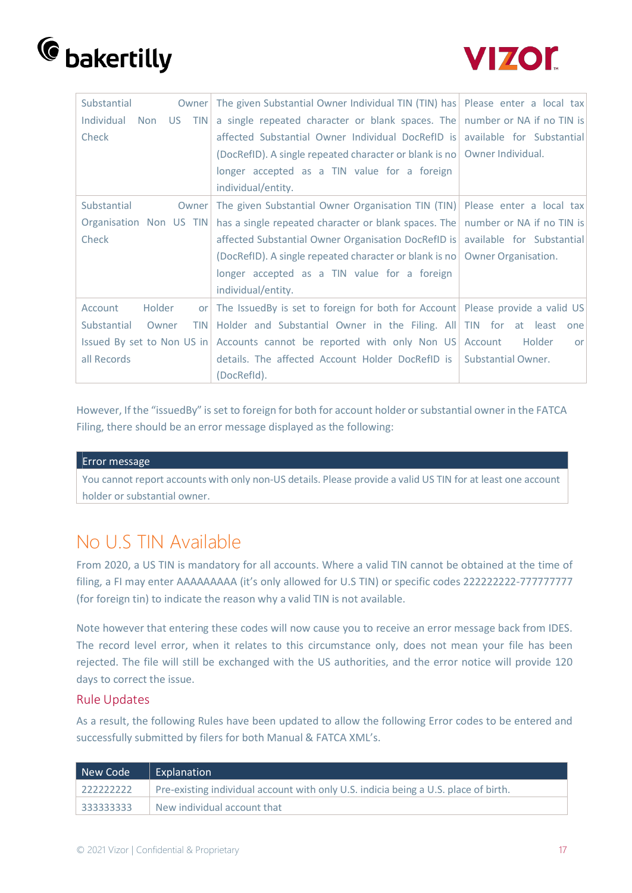| | | |
|---|---|---|
| Substantial Owner Individual Non US TIN Check | The given Substantial Owner Individual TIN (TIN) has a single repeated character or blank spaces. The affected Substantial Owner Individual DocRefID is (DocRefID). A single repeated character or blank is no longer accepted as a TIN value for a foreign individual/entity. | Please enter a local tax number or NA if no TIN is available for Substantial Owner Individual. |
| Substantial Owner Organisation Non US TIN Check | The given Substantial Owner Organisation TIN (TIN) has a single repeated character or blank spaces. The affected Substantial Owner Organisation DocRefID is (DocRefID). A single repeated character or blank is no longer accepted as a TIN value for a foreign individual/entity. | Please enter a local tax number or NA if no TIN is available for Substantial Owner Organisation. |
| Account Holder or Substantial Owner TIN Issued By set to Non US in all Records | The IssuedBy is set to foreign for both for Account Holder and Substantial Owner in the Filing. All Accounts cannot be reported with only Non US details. The affected Account Holder DocRefID is (DocRefId). | Please provide a valid US TIN for at least one Account Holder or Substantial Owner. |

However, If the "issuedBy" is set to foreign for both for account holder or substantial owner in the FATCA Filing, there should be an error message displayed as the following:

| Error message |
|---|
| You cannot report accounts with only non-US details. Please provide a valid US TIN for at least one account holder or substantial owner. |

# No U.S TIN Available

From 2020, a US TIN is mandatory for all accounts. Where a valid TIN cannot be obtained at the time of filing, a FI may enter AAAAAAAAA (it's only allowed for U.S TIN) or specific codes 222222222-777777777 (for foreign tin) to indicate the reason why a valid TIN is not available.

Note however that entering these codes will now cause you to receive an error message back from IDES. The record level error, when it relates to this circumstance only, does not mean your file has been rejected. The file will still be exchanged with the US authorities, and the error notice will provide 120 days to correct the issue.

## Rule Updates

As a result, the following Rules have been updated to allow the following Error codes to be entered and successfully submitted by filers for both Manual & FATCA XML's.

| New Code | Explanation |
|---|---|
| 222222222 | Pre-existing individual account with only U.S. indicia being a U.S. place of birth. |
| 333333333 | New individual account that |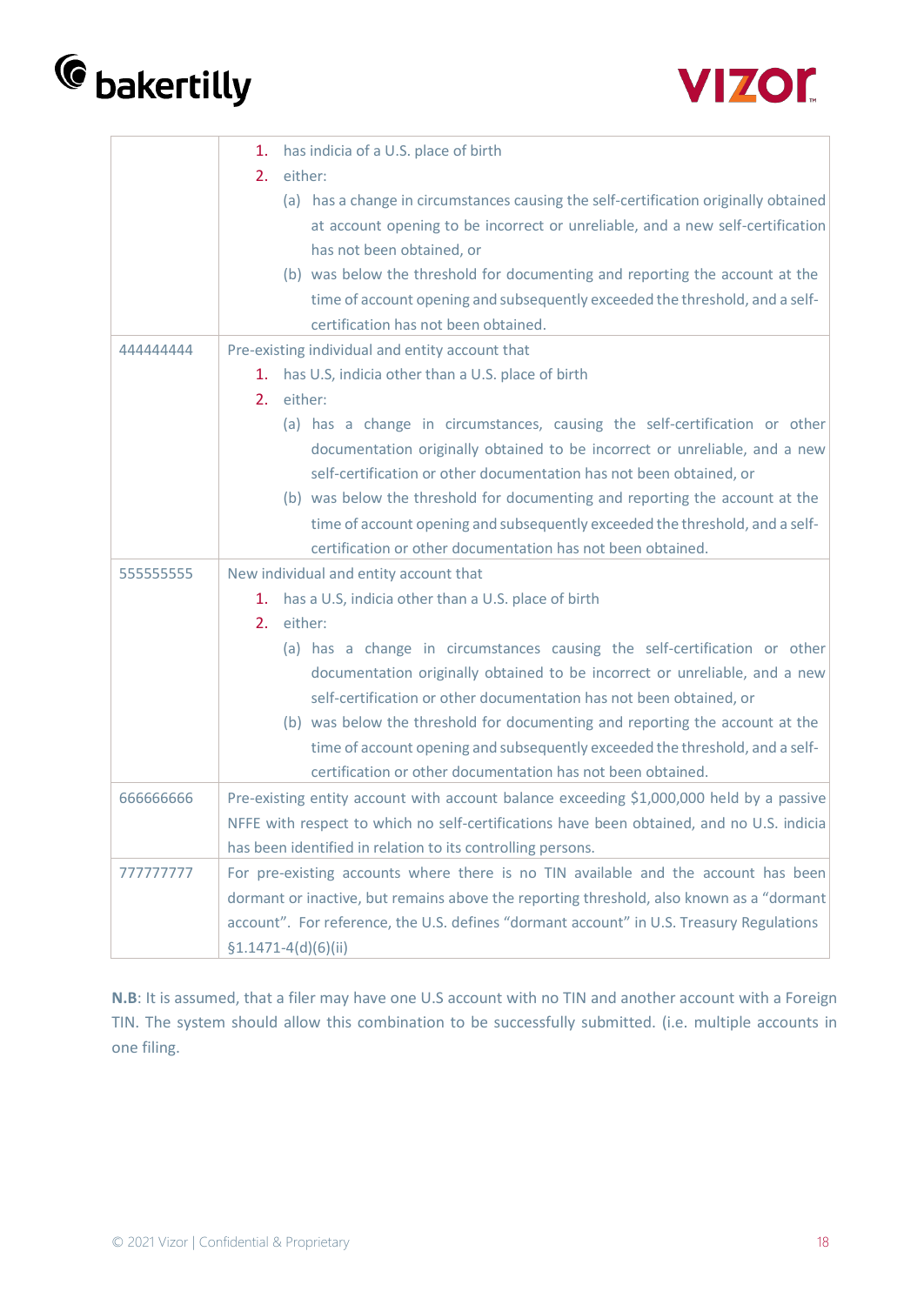| | |
|---|---|
| | 1. has indicia of a U.S. place of birth<br>2. either:<br>(a) has a change in circumstances causing the self-certification originally obtained at account opening to be incorrect or unreliable, and a new self-certification has not been obtained, or<br>(b) was below the threshold for documenting and reporting the account at the time of account opening and subsequently exceeded the threshold, and a self-certification has not been obtained. |
| 444444444 | Pre-existing individual and entity account that<br>1. has U.S, indicia other than a U.S. place of birth<br>2. either:<br>(a) has a change in circumstances, causing the self-certification or other documentation originally obtained to be incorrect or unreliable, and a new self-certification or other documentation has not been obtained, or<br>(b) was below the threshold for documenting and reporting the account at the time of account opening and subsequently exceeded the threshold, and a self-certification or other documentation has not been obtained. |
| 555555555 | New individual and entity account that<br>1. has a U.S, indicia other than a U.S. place of birth<br>2. either:<br>(a) has a change in circumstances causing the self-certification or other documentation originally obtained to be incorrect or unreliable, and a new self-certification or other documentation has not been obtained, or<br>(b) was below the threshold for documenting and reporting the account at the time of account opening and subsequently exceeded the threshold, and a self-certification or other documentation has not been obtained. |
| 666666666 | Pre-existing entity account with account balance exceeding $1,000,000 held by a passive NFFE with respect to which no self-certifications have been obtained, and no U.S. indicia has been identified in relation to its controlling persons. |
| 777777777 | For pre-existing accounts where there is no TIN available and the account has been dormant or inactive, but remains above the reporting threshold, also known as a "dormant account". For reference, the U.S. defines "dormant account" in U.S. Treasury Regulations §1.1471-4(d)(6)(ii) |

**N.B**: It is assumed, that a filer may have one U.S account with no TIN and another account with a Foreign TIN. The system should allow this combination to be successfully submitted. (i.e. multiple accounts in one filing.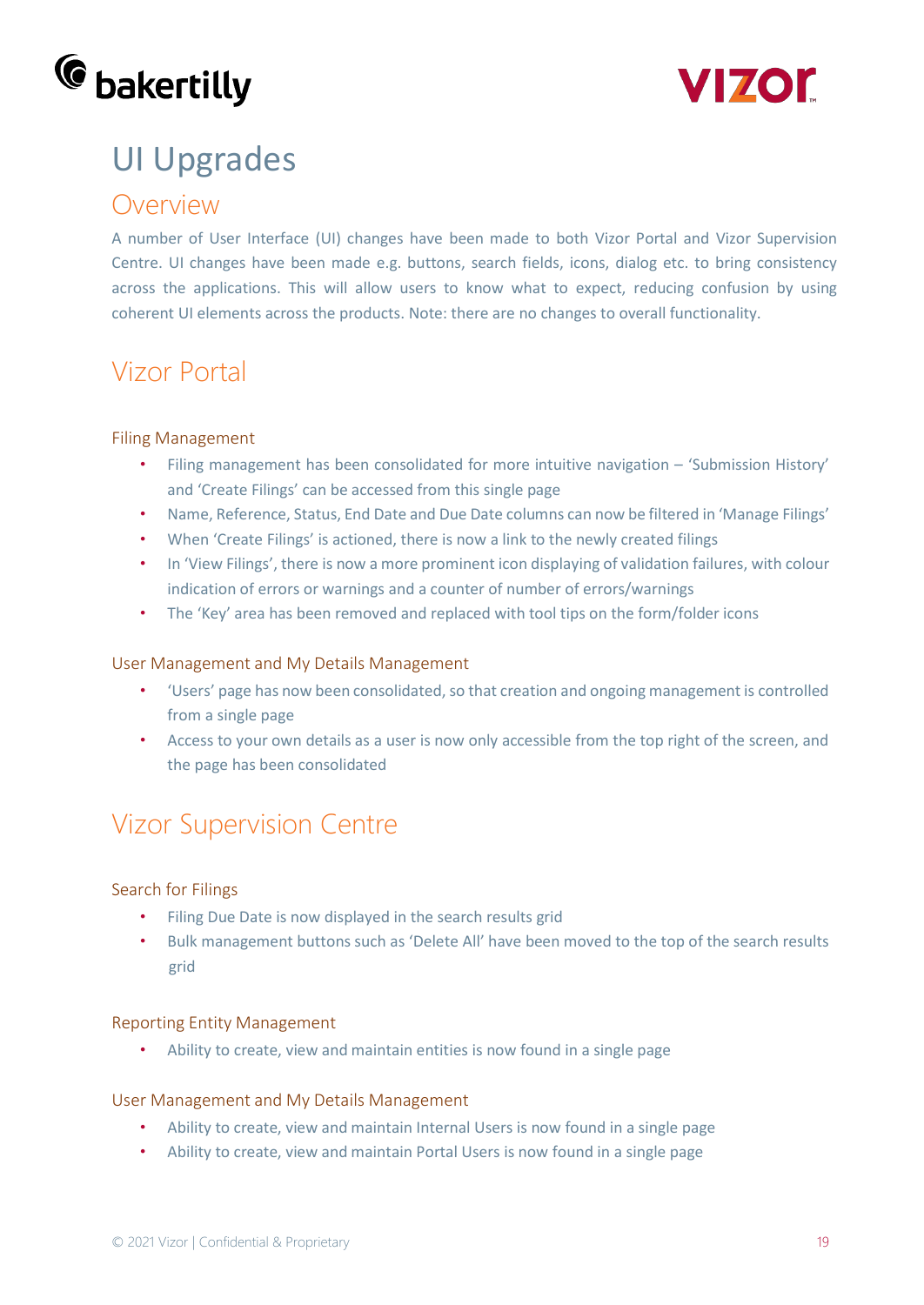# UI Upgrades

## Overview

A number of User Interface (UI) changes have been made to both Vizor Portal and Vizor Supervision Centre. UI changes have been made e.g. buttons, search fields, icons, dialog etc. to bring consistency across the applications. This will allow users to know what to expect, reducing confusion by using coherent UI elements across the products. Note: there are no changes to overall functionality.

## Vizor Portal

### Filing Management

- Filing management has been consolidated for more intuitive navigation – 'Submission History' and 'Create Filings' can be accessed from this single page
- Name, Reference, Status, End Date and Due Date columns can now be filtered in 'Manage Filings'
- When 'Create Filings' is actioned, there is now a link to the newly created filings
- In 'View Filings', there is now a more prominent icon displaying of validation failures, with colour indication of errors or warnings and a counter of number of errors/warnings
- The 'Key' area has been removed and replaced with tool tips on the form/folder icons

### User Management and My Details Management

- 'Users' page has now been consolidated, so that creation and ongoing management is controlled from a single page
- Access to your own details as a user is now only accessible from the top right of the screen, and the page has been consolidated

## Vizor Supervision Centre

### Search for Filings

- Filing Due Date is now displayed in the search results grid
- Bulk management buttons such as 'Delete All' have been moved to the top of the search results grid

### Reporting Entity Management

- Ability to create, view and maintain entities is now found in a single page

### User Management and My Details Management

- Ability to create, view and maintain Internal Users is now found in a single page
- Ability to create, view and maintain Portal Users is now found in a single page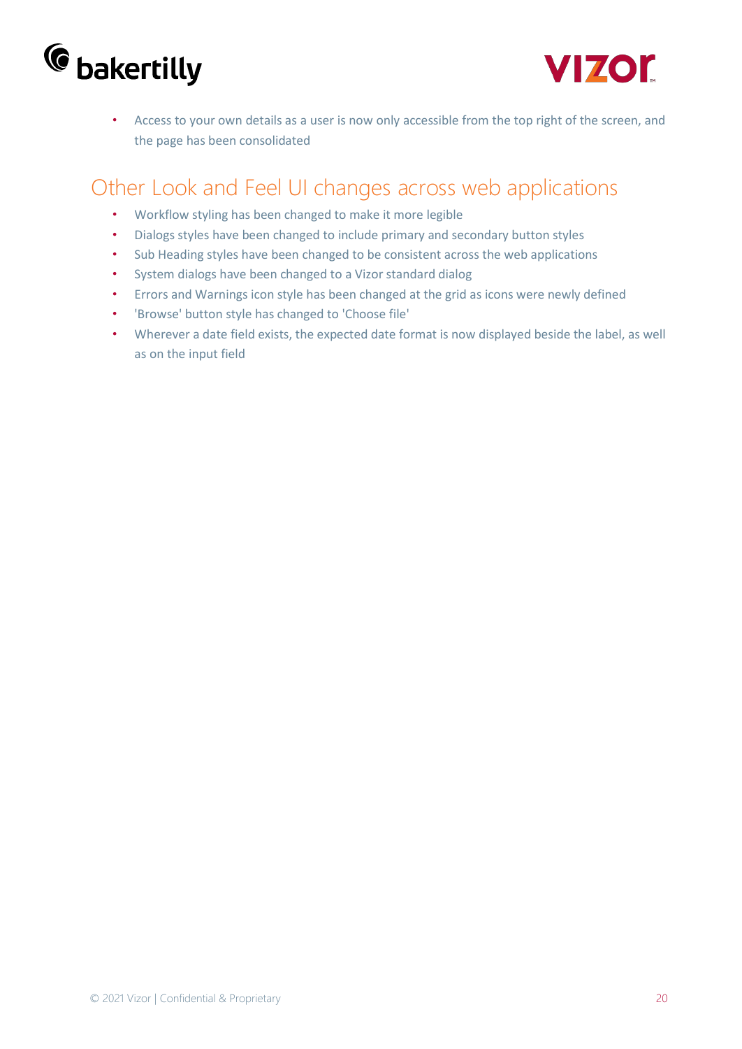- Access to your own details as a user is now only accessible from the top right of the screen, and the page has been consolidated

## Other Look and Feel UI changes across web applications

- Workflow styling has been changed to make it more legible
- Dialogs styles have been changed to include primary and secondary button styles
- Sub Heading styles have been changed to be consistent across the web applications
- System dialogs have been changed to a Vizor standard dialog
- Errors and Warnings icon style has been changed at the grid as icons were newly defined
- 'Browse' button style has changed to 'Choose file'
- Wherever a date field exists, the expected date format is now displayed beside the label, as well as on the input field